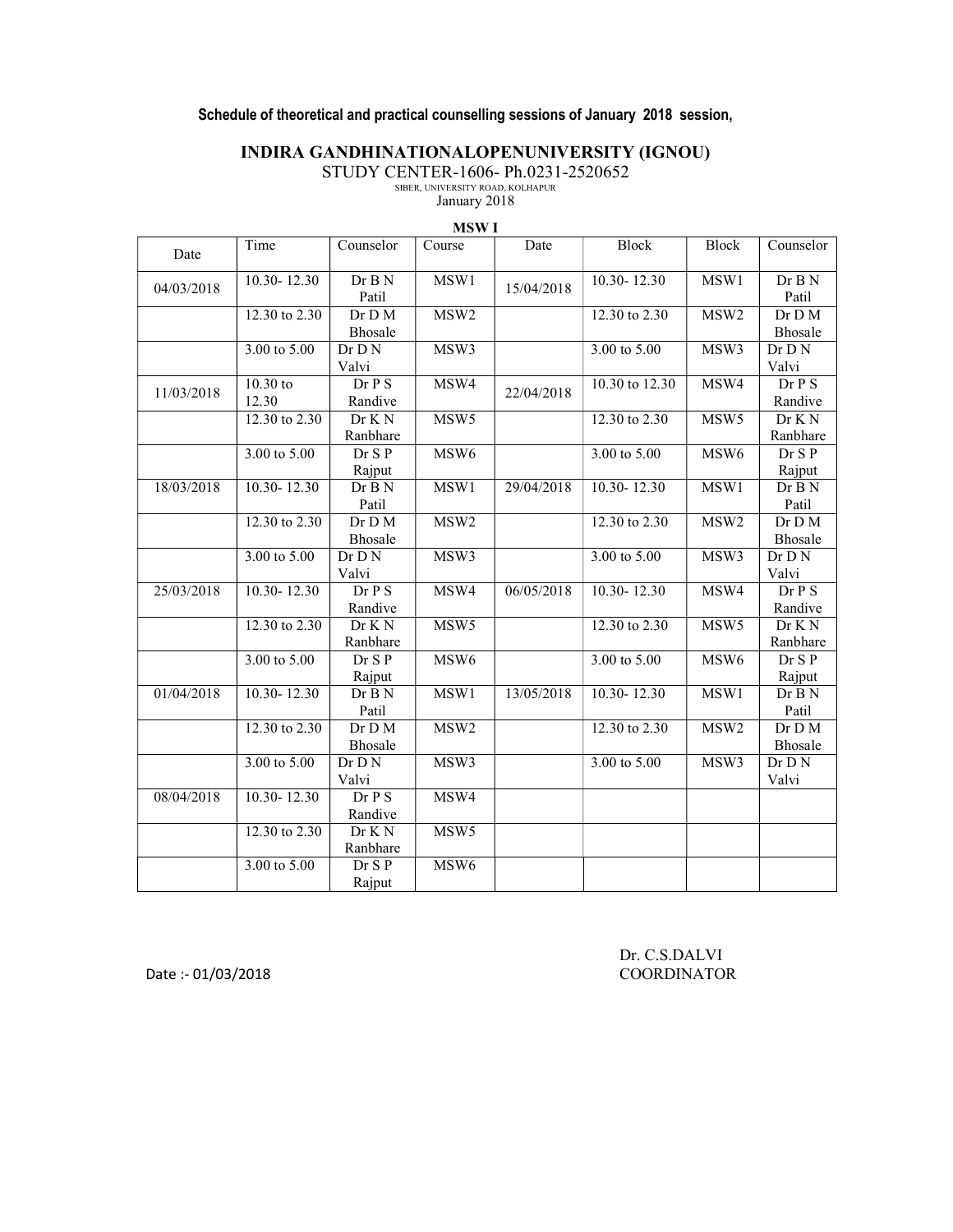**Schedule of theoretical and practical counselling sessions of January 2018 session,**

# INDIRA GANDHINATIONALOPENUNIVERSITY (IGNOU)

STUDY CENTER-1606- Ph.0231-2520652

SIBER, UNIVERSITY ROAD, KOLHAPUR

January 2018

**MSW I**

| Date | Time | Counselor | Course | Date | Block | Block | Counselor |
|---|---|---|---|---|---|---|---|
| 04/03/2018 | 10.30- 12.30 | Dr B N Patil | MSW1 | 15/04/2018 | 10.30- 12.30 | MSW1 | Dr B N Patil |
| | 12.30 to 2.30 | Dr D M Bhosale | MSW2 | | 12.30 to 2.30 | MSW2 | Dr D M Bhosale |
| | 3.00 to 5.00 | Dr D N Valvi | MSW3 | | 3.00 to 5.00 | MSW3 | Dr D N Valvi |
| 11/03/2018 | 10.30 to 12.30 | Dr P S Randive | MSW4 | 22/04/2018 | 10.30 to 12.30 | MSW4 | Dr P S Randive |
| | 12.30 to 2.30 | Dr K N Ranbhare | MSW5 | | 12.30 to 2.30 | MSW5 | Dr K N Ranbhare |
| | 3.00 to 5.00 | Dr S P Rajput | MSW6 | | 3.00 to 5.00 | MSW6 | Dr S P Rajput |
| 18/03/2018 | 10.30- 12.30 | Dr B N Patil | MSW1 | 29/04/2018 | 10.30- 12.30 | MSW1 | Dr B N Patil |
| | 12.30 to 2.30 | Dr D M Bhosale | MSW2 | | 12.30 to 2.30 | MSW2 | Dr D M Bhosale |
| | 3.00 to 5.00 | Dr D N Valvi | MSW3 | | 3.00 to 5.00 | MSW3 | Dr D N Valvi |
| 25/03/2018 | 10.30- 12.30 | Dr P S Randive | MSW4 | 06/05/2018 | 10.30- 12.30 | MSW4 | Dr P S Randive |
| | 12.30 to 2.30 | Dr K N Ranbhare | MSW5 | | 12.30 to 2.30 | MSW5 | Dr K N Ranbhare |
| | 3.00 to 5.00 | Dr S P Rajput | MSW6 | | 3.00 to 5.00 | MSW6 | Dr S P Rajput |
| 01/04/2018 | 10.30- 12.30 | Dr B N Patil | MSW1 | 13/05/2018 | 10.30- 12.30 | MSW1 | Dr B N Patil |
| | 12.30 to 2.30 | Dr D M Bhosale | MSW2 | | 12.30 to 2.30 | MSW2 | Dr D M Bhosale |
| | 3.00 to 5.00 | Dr D N Valvi | MSW3 | | 3.00 to 5.00 | MSW3 | Dr D N Valvi |
| 08/04/2018 | 10.30- 12.30 | Dr P S Randive | MSW4 | | | | |
| | 12.30 to 2.30 | Dr K N Ranbhare | MSW5 | | | | |
| | 3.00 to 5.00 | Dr S P Rajput | MSW6 | | | | |

Date :- 01/03/2018

Dr. C.S.DALVI
COORDINATOR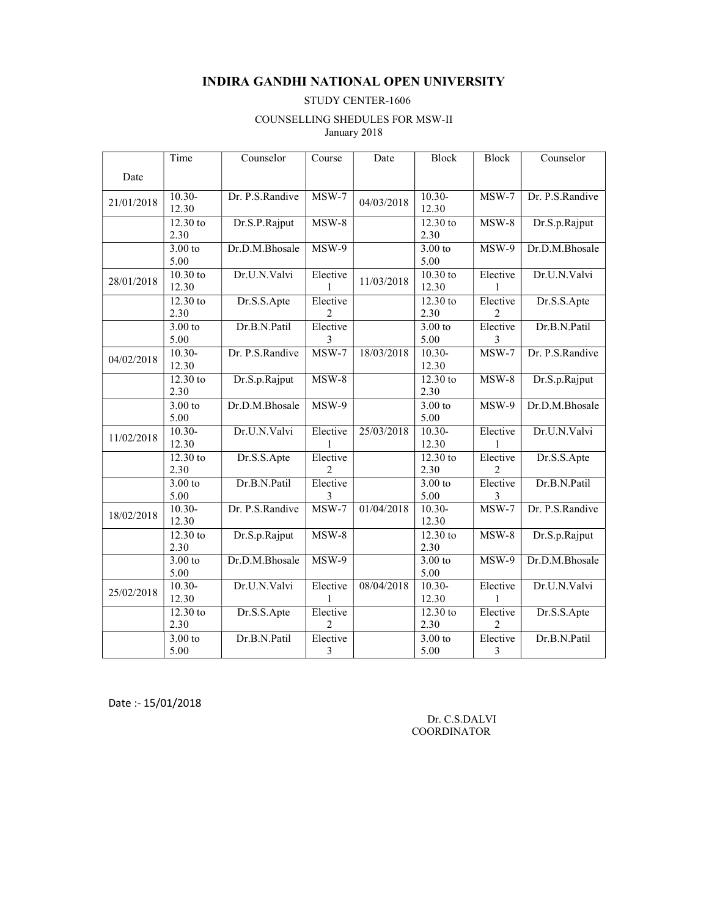# INDIRA GANDHI NATIONAL OPEN UNIVERSITY

STUDY CENTER-1606

COUNSELLING SHEDULES FOR MSW-II
January 2018

| Date | Time | Counselor | Course | Date | Block | Block | Counselor |
|---|---|---|---|---|---|---|---|
| 21/01/2018 | 10.30-12.30 | Dr. P.S.Randive | MSW-7 | 04/03/2018 | 10.30-12.30 | MSW-7 | Dr. P.S.Randive |
| | 12.30 to 2.30 | Dr.S.P.Rajput | MSW-8 | | 12.30 to 2.30 | MSW-8 | Dr.S.p.Rajput |
| | 3.00 to 5.00 | Dr.D.M.Bhosale | MSW-9 | | 3.00 to 5.00 | MSW-9 | Dr.D.M.Bhosale |
| 28/01/2018 | 10.30 to 12.30 | Dr.U.N.Valvi | Elective 1 | 11/03/2018 | 10.30 to 12.30 | Elective 1 | Dr.U.N.Valvi |
| | 12.30 to 2.30 | Dr.S.S.Apte | Elective 2 | | 12.30 to 2.30 | Elective 2 | Dr.S.S.Apte |
| | 3.00 to 5.00 | Dr.B.N.Patil | Elective 3 | | 3.00 to 5.00 | Elective 3 | Dr.B.N.Patil |
| 04/02/2018 | 10.30-12.30 | Dr. P.S.Randive | MSW-7 | 18/03/2018 | 10.30-12.30 | MSW-7 | Dr. P.S.Randive |
| | 12.30 to 2.30 | Dr.S.p.Rajput | MSW-8 | | 12.30 to 2.30 | MSW-8 | Dr.S.p.Rajput |
| | 3.00 to 5.00 | Dr.D.M.Bhosale | MSW-9 | | 3.00 to 5.00 | MSW-9 | Dr.D.M.Bhosale |
| 11/02/2018 | 10.30-12.30 | Dr.U.N.Valvi | Elective 1 | 25/03/2018 | 10.30-12.30 | Elective 1 | Dr.U.N.Valvi |
| | 12.30 to 2.30 | Dr.S.S.Apte | Elective 2 | | 12.30 to 2.30 | Elective 2 | Dr.S.S.Apte |
| | 3.00 to 5.00 | Dr.B.N.Patil | Elective 3 | | 3.00 to 5.00 | Elective 3 | Dr.B.N.Patil |
| 18/02/2018 | 10.30-12.30 | Dr. P.S.Randive | MSW-7 | 01/04/2018 | 10.30-12.30 | MSW-7 | Dr. P.S.Randive |
| | 12.30 to 2.30 | Dr.S.p.Rajput | MSW-8 | | 12.30 to 2.30 | MSW-8 | Dr.S.p.Rajput |
| | 3.00 to 5.00 | Dr.D.M.Bhosale | MSW-9 | | 3.00 to 5.00 | MSW-9 | Dr.D.M.Bhosale |
| 25/02/2018 | 10.30-12.30 | Dr.U.N.Valvi | Elective 1 | 08/04/2018 | 10.30-12.30 | Elective 1 | Dr.U.N.Valvi |
| | 12.30 to 2.30 | Dr.S.S.Apte | Elective 2 | | 12.30 to 2.30 | Elective 2 | Dr.S.S.Apte |
| | 3.00 to 5.00 | Dr.B.N.Patil | Elective 3 | | 3.00 to 5.00 | Elective 3 | Dr.B.N.Patil |

Date :- 15/01/2018

Dr. C.S.DALVI
COORDINATOR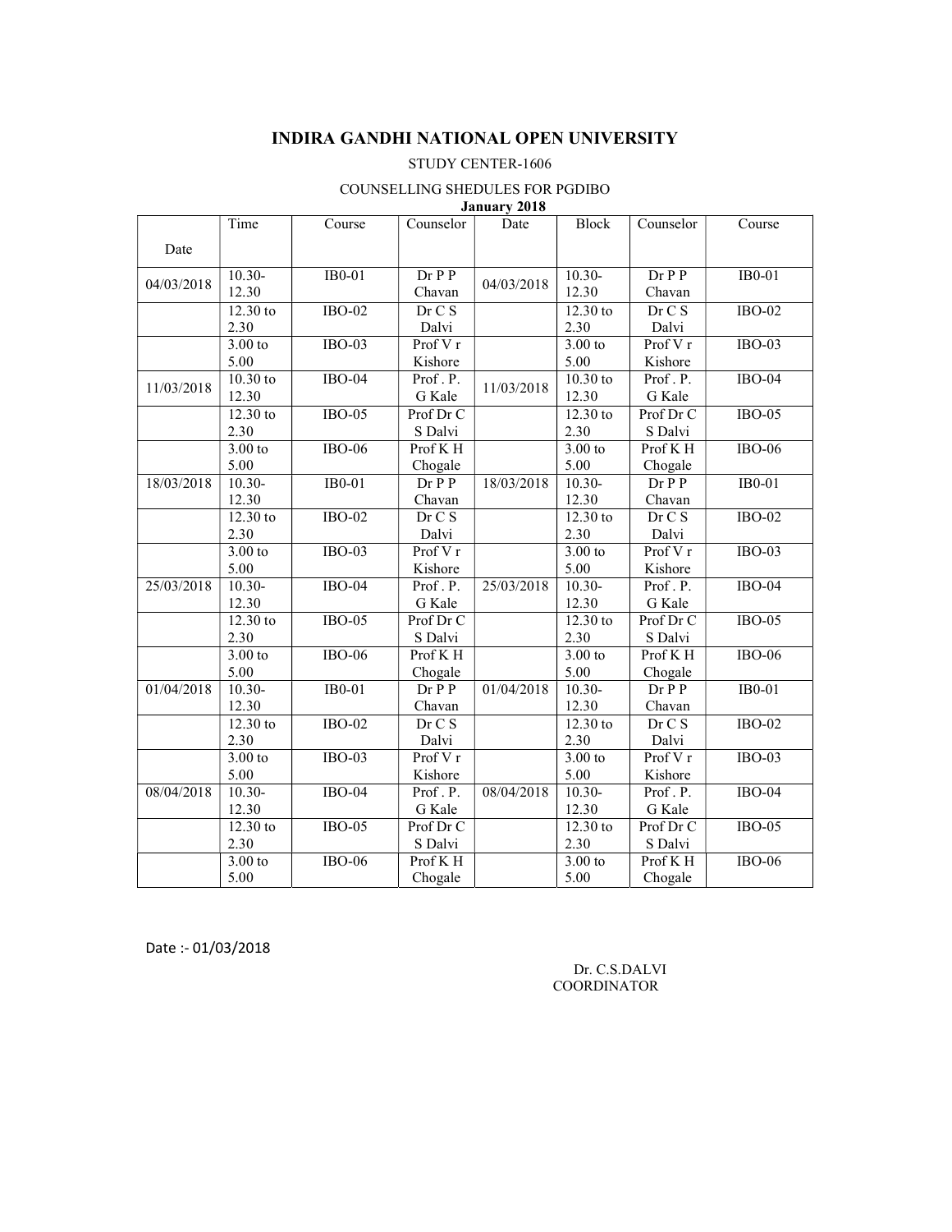# INDIRA GANDHI NATIONAL OPEN UNIVERSITY

STUDY CENTER-1606

COUNSELLING SHEDULES FOR PGDIBO

**January 2018**

| Date | Time | Course | Counselor | Date | Block | Counselor | Course |
|---|---|---|---|---|---|---|---|
| 04/03/2018 | 10.30-12.30 | IB0-01 | Dr P P Chavan | 04/03/2018 | 10.30-12.30 | Dr P P Chavan | IB0-01 |
| | 12.30 to 2.30 | IBO-02 | Dr C S Dalvi | | 12.30 to 2.30 | Dr C S Dalvi | IBO-02 |
| | 3.00 to 5.00 | IBO-03 | Prof V r Kishore | | 3.00 to 5.00 | Prof V r Kishore | IBO-03 |
| 11/03/2018 | 10.30 to 12.30 | IBO-04 | Prof . P. G Kale | 11/03/2018 | 10.30 to 12.30 | Prof . P. G Kale | IBO-04 |
| | 12.30 to 2.30 | IBO-05 | Prof Dr C S Dalvi | | 12.30 to 2.30 | Prof Dr C S Dalvi | IBO-05 |
| | 3.00 to 5.00 | IBO-06 | Prof K H Chogale | | 3.00 to 5.00 | Prof K H Chogale | IBO-06 |
| 18/03/2018 | 10.30-12.30 | IB0-01 | Dr P P Chavan | 18/03/2018 | 10.30-12.30 | Dr P P Chavan | IB0-01 |
| | 12.30 to 2.30 | IBO-02 | Dr C S Dalvi | | 12.30 to 2.30 | Dr C S Dalvi | IBO-02 |
| | 3.00 to 5.00 | IBO-03 | Prof V r Kishore | | 3.00 to 5.00 | Prof V r Kishore | IBO-03 |
| 25/03/2018 | 10.30-12.30 | IBO-04 | Prof . P. G Kale | 25/03/2018 | 10.30-12.30 | Prof . P. G Kale | IBO-04 |
| | 12.30 to 2.30 | IBO-05 | Prof Dr C S Dalvi | | 12.30 to 2.30 | Prof Dr C S Dalvi | IBO-05 |
| | 3.00 to 5.00 | IBO-06 | Prof K H Chogale | | 3.00 to 5.00 | Prof K H Chogale | IBO-06 |
| 01/04/2018 | 10.30-12.30 | IB0-01 | Dr P P Chavan | 01/04/2018 | 10.30-12.30 | Dr P P Chavan | IB0-01 |
| | 12.30 to 2.30 | IBO-02 | Dr C S Dalvi | | 12.30 to 2.30 | Dr C S Dalvi | IBO-02 |
| | 3.00 to 5.00 | IBO-03 | Prof V r Kishore | | 3.00 to 5.00 | Prof V r Kishore | IBO-03 |
| 08/04/2018 | 10.30-12.30 | IBO-04 | Prof . P. G Kale | 08/04/2018 | 10.30-12.30 | Prof . P. G Kale | IBO-04 |
| | 12.30 to 2.30 | IBO-05 | Prof Dr C S Dalvi | | 12.30 to 2.30 | Prof Dr C S Dalvi | IBO-05 |
| | 3.00 to 5.00 | IBO-06 | Prof K H Chogale | | 3.00 to 5.00 | Prof K H Chogale | IBO-06 |

Date :- 01/03/2018

Dr. C.S.DALVI
COORDINATOR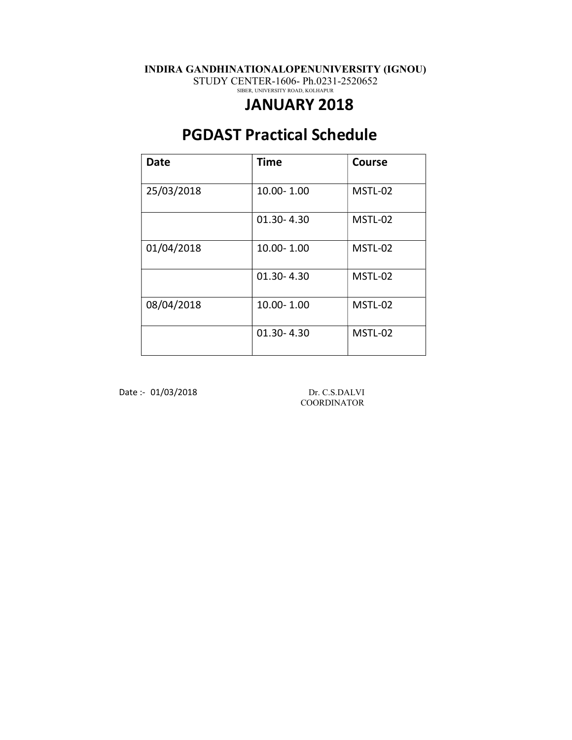**INDIRA GANDHINATIONALOPENUNIVERSITY (IGNOU)**

STUDY CENTER-1606- Ph.0231-2520652

SIBER, UNIVERSITY ROAD, KOLHAPUR

# JANUARY 2018

# PGDAST Practical Schedule

| Date | Time | Course |
|---|---|---|
| 25/03/2018 | 10.00- 1.00 | MSTL-02 |
| | 01.30- 4.30 | MSTL-02 |
| 01/04/2018 | 10.00- 1.00 | MSTL-02 |
| | 01.30- 4.30 | MSTL-02 |
| 08/04/2018 | 10.00- 1.00 | MSTL-02 |
| | 01.30- 4.30 | MSTL-02 |

Date :- 01/03/2018

Dr. C.S.DALVI
COORDINATOR